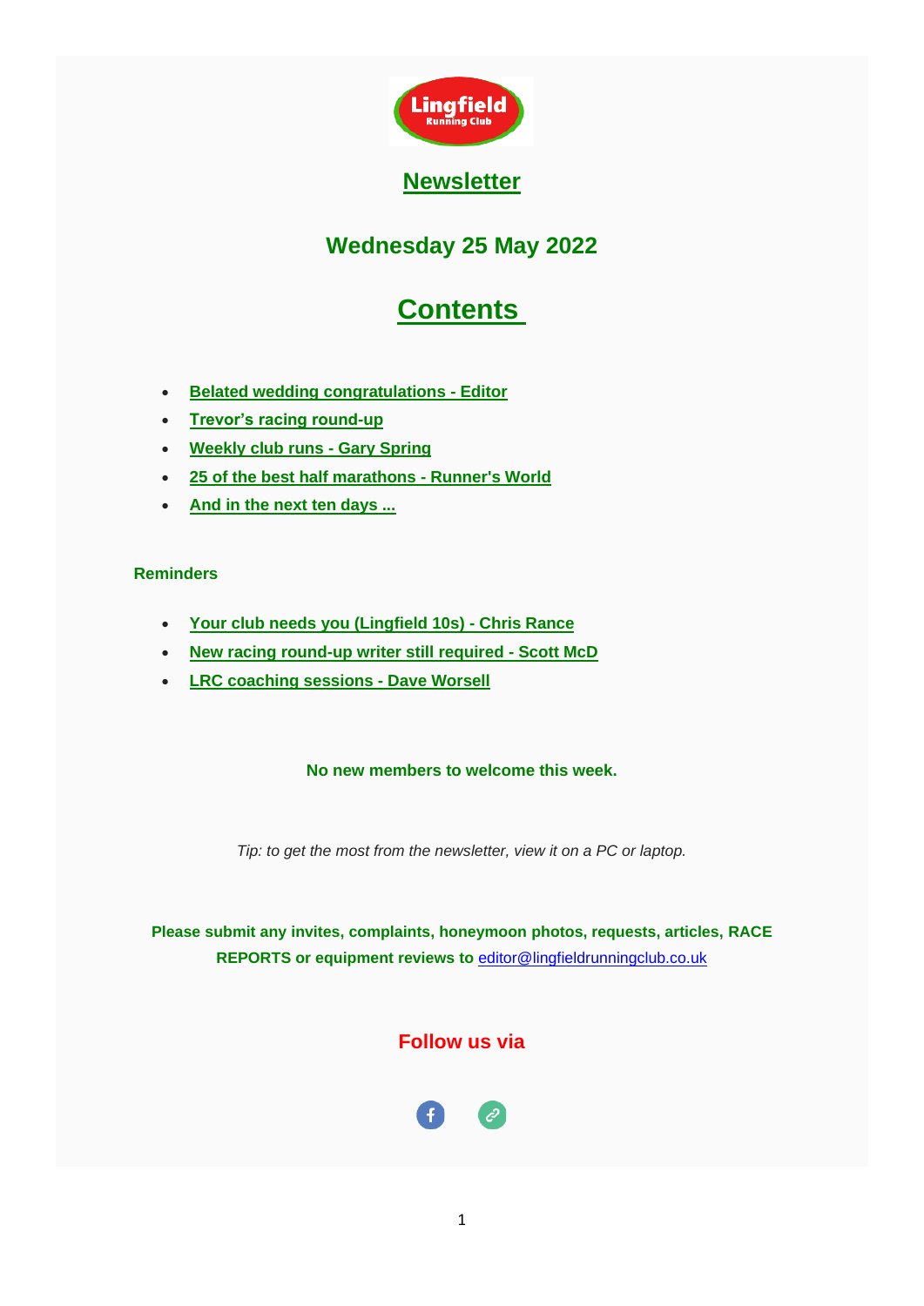Lingfield Running Club

## Newsletter

## Wednesday 25 May 2022

# Contents

- **Belated wedding congratulations - Editor**
- **Trevor's racing round-up**
- **Weekly club runs - Gary Spring**
- **25 of the best half marathons - Runner's World**
- **And in the next ten days ...**

**Reminders**

- **Your club needs you (Lingfield 10s) - Chris Rance**
- **New racing round-up writer still required - Scott McD**
- **LRC coaching sessions - Dave Worsell**

**No new members to welcome this week.**

*Tip: to get the most from the newsletter, view it on a PC or laptop.*

**Please submit any invites, complaints, honeymoon photos, requests, articles, RACE REPORTS or equipment reviews to** editor@lingfieldrunningclub.co.uk

## Follow us via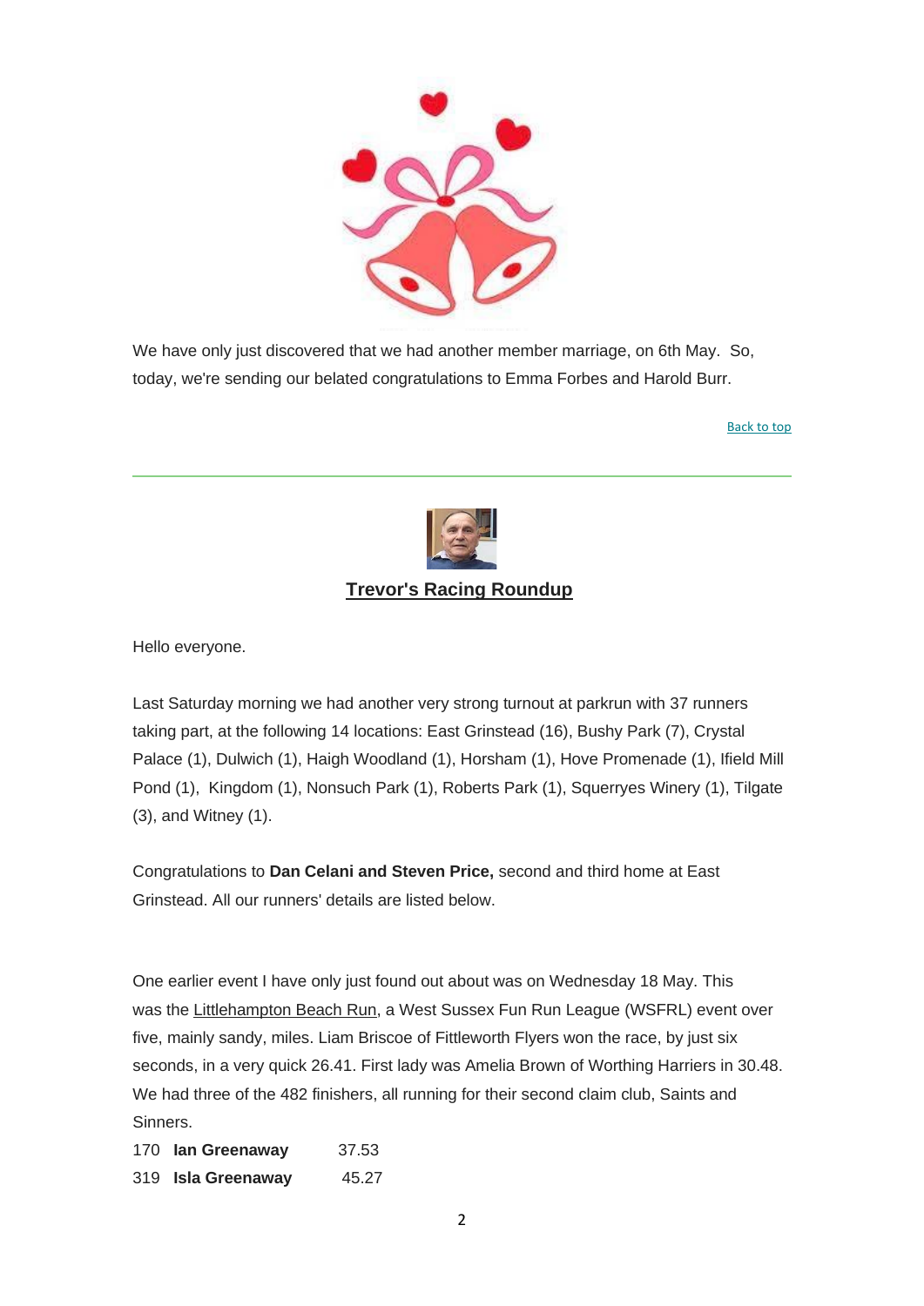We have only just discovered that we had another member marriage, on 6th May. So, today, we're sending our belated congratulations to Emma Forbes and Harold Burr.

Back to top

---

## Trevor's Racing Roundup

Hello everyone.

Last Saturday morning we had another very strong turnout at parkrun with 37 runners taking part, at the following 14 locations: East Grinstead (16), Bushy Park (7), Crystal Palace (1), Dulwich (1), Haigh Woodland (1), Horsham (1), Hove Promenade (1), Ifield Mill Pond (1), Kingdom (1), Nonsuch Park (1), Roberts Park (1), Squerryes Winery (1), Tilgate (3), and Witney (1).

Congratulations to **Dan Celani and Steven Price,** second and third home at East Grinstead. All our runners' details are listed below.

One earlier event I have only just found out about was on Wednesday 18 May. This was the Littlehampton Beach Run, a West Sussex Fun Run League (WSFRL) event over five, mainly sandy, miles. Liam Briscoe of Fittleworth Flyers won the race, by just six seconds, in a very quick 26.41. First lady was Amelia Brown of Worthing Harriers in 30.48. We had three of the 482 finishers, all running for their second claim club, Saints and Sinners.

| | | |
|---|---|---|
| 170 | **Ian Greenaway** | 37.53 |
| 319 | **Isla Greenaway** | 45.27 |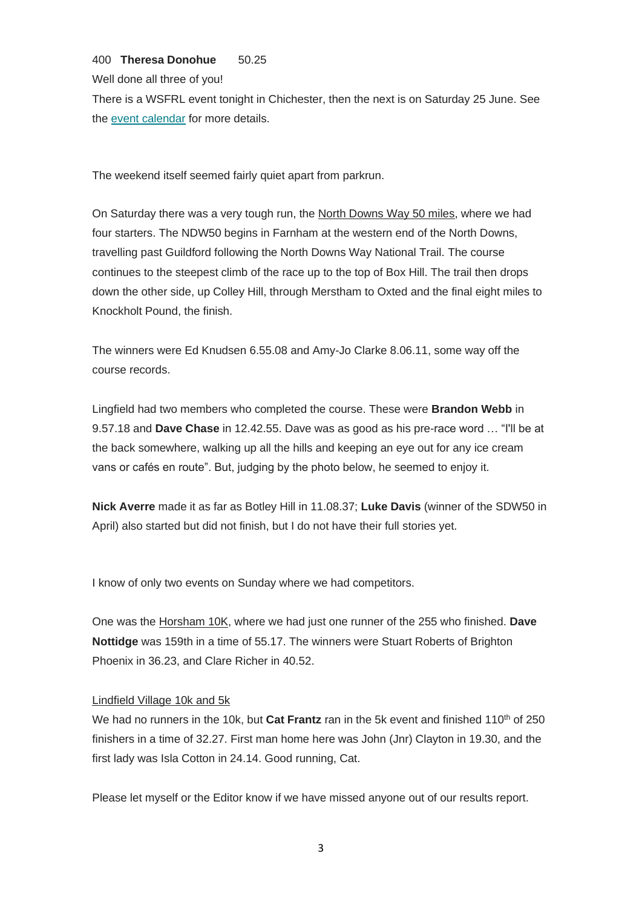400 **Theresa Donohue** 50.25

Well done all three of you!

There is a WSFRL event tonight in Chichester, then the next is on Saturday 25 June. See the event calendar for more details.

The weekend itself seemed fairly quiet apart from parkrun.

On Saturday there was a very tough run, the North Downs Way 50 miles, where we had four starters. The NDW50 begins in Farnham at the western end of the North Downs, travelling past Guildford following the North Downs Way National Trail. The course continues to the steepest climb of the race up to the top of Box Hill. The trail then drops down the other side, up Colley Hill, through Merstham to Oxted and the final eight miles to Knockholt Pound, the finish.

The winners were Ed Knudsen 6.55.08 and Amy-Jo Clarke 8.06.11, some way off the course records.

Lingfield had two members who completed the course. These were **Brandon Webb** in 9.57.18 and **Dave Chase** in 12.42.55. Dave was as good as his pre-race word … "I'll be at the back somewhere, walking up all the hills and keeping an eye out for any ice cream vans or cafés en route". But, judging by the photo below, he seemed to enjoy it.

**Nick Averre** made it as far as Botley Hill in 11.08.37; **Luke Davis** (winner of the SDW50 in April) also started but did not finish, but I do not have their full stories yet.

I know of only two events on Sunday where we had competitors.

One was the Horsham 10K, where we had just one runner of the 255 who finished. **Dave Nottidge** was 159th in a time of 55.17. The winners were Stuart Roberts of Brighton Phoenix in 36.23, and Clare Richer in 40.52.

Lindfield Village 10k and 5k

We had no runners in the 10k, but **Cat Frantz** ran in the 5k event and finished 110th of 250 finishers in a time of 32.27. First man home here was John (Jnr) Clayton in 19.30, and the first lady was Isla Cotton in 24.14. Good running, Cat.

Please let myself or the Editor know if we have missed anyone out of our results report.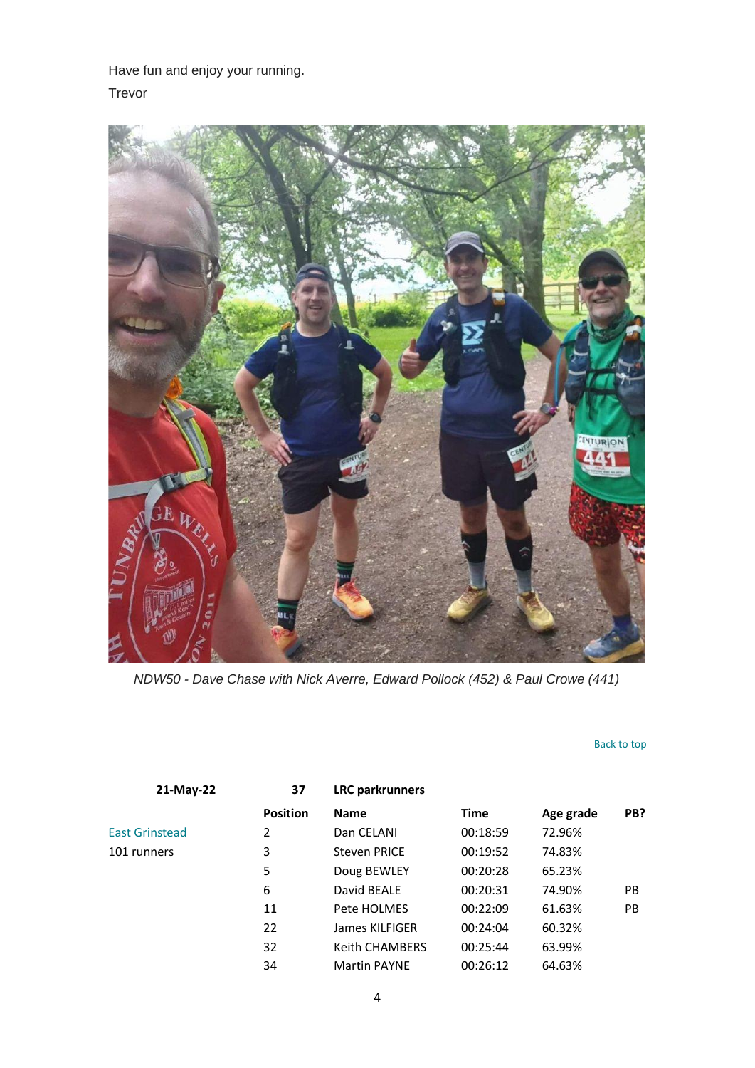Have fun and enjoy your running.

Trevor

*NDW50 - Dave Chase with Nick Averre, Edward Pollock (452) & Paul Crowe (441)*

Back to top

| 21-May-22 | 37 | LRC parkrunners | | | |
|---|---|---|---|---|---|
| | **Position** | **Name** | **Time** | **Age grade** | **PB?** |
| East Grinstead | 2 | Dan CELANI | 00:18:59 | 72.96% | |
| 101 runners | 3 | Steven PRICE | 00:19:52 | 74.83% | |
| | 5 | Doug BEWLEY | 00:20:28 | 65.23% | |
| | 6 | David BEALE | 00:20:31 | 74.90% | PB |
| | 11 | Pete HOLMES | 00:22:09 | 61.63% | PB |
| | 22 | James KILFIGER | 00:24:04 | 60.32% | |
| | 32 | Keith CHAMBERS | 00:25:44 | 63.99% | |
| | 34 | Martin PAYNE | 00:26:12 | 64.63% | |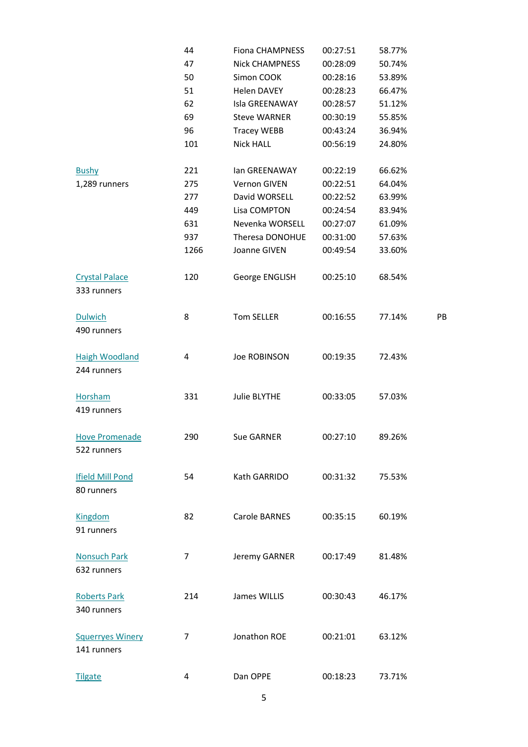| Event | Position | Name | Time | Age Grade | Note |
|---|---|---|---|---|---|
| | 44 | Fiona CHAMPNESS | 00:27:51 | 58.77% | |
| | 47 | Nick CHAMPNESS | 00:28:09 | 50.74% | |
| | 50 | Simon COOK | 00:28:16 | 53.89% | |
| | 51 | Helen DAVEY | 00:28:23 | 66.47% | |
| | 62 | Isla GREENAWAY | 00:28:57 | 51.12% | |
| | 69 | Steve WARNER | 00:30:19 | 55.85% | |
| | 96 | Tracey WEBB | 00:43:24 | 36.94% | |
| | 101 | Nick HALL | 00:56:19 | 24.80% | |
| Bushy | 221 | Ian GREENAWAY | 00:22:19 | 66.62% | |
| 1,289 runners | 275 | Vernon GIVEN | 00:22:51 | 64.04% | |
| | 277 | David WORSELL | 00:22:52 | 63.99% | |
| | 449 | Lisa COMPTON | 00:24:54 | 83.94% | |
| | 631 | Nevenka WORSELL | 00:27:07 | 61.09% | |
| | 937 | Theresa DONOHUE | 00:31:00 | 57.63% | |
| | 1266 | Joanne GIVEN | 00:49:54 | 33.60% | |
| Crystal Palace<br>333 runners | 120 | George ENGLISH | 00:25:10 | 68.54% | |
| Dulwich<br>490 runners | 8 | Tom SELLER | 00:16:55 | 77.14% | PB |
| Haigh Woodland<br>244 runners | 4 | Joe ROBINSON | 00:19:35 | 72.43% | |
| Horsham<br>419 runners | 331 | Julie BLYTHE | 00:33:05 | 57.03% | |
| Hove Promenade<br>522 runners | 290 | Sue GARNER | 00:27:10 | 89.26% | |
| Ifield Mill Pond<br>80 runners | 54 | Kath GARRIDO | 00:31:32 | 75.53% | |
| Kingdom<br>91 runners | 82 | Carole BARNES | 00:35:15 | 60.19% | |
| Nonsuch Park<br>632 runners | 7 | Jeremy GARNER | 00:17:49 | 81.48% | |
| Roberts Park<br>340 runners | 214 | James WILLIS | 00:30:43 | 46.17% | |
| Squerryes Winery<br>141 runners | 7 | Jonathon ROE | 00:21:01 | 63.12% | |
| Tilgate | 4 | Dan OPPE | 00:18:23 | 73.71% | |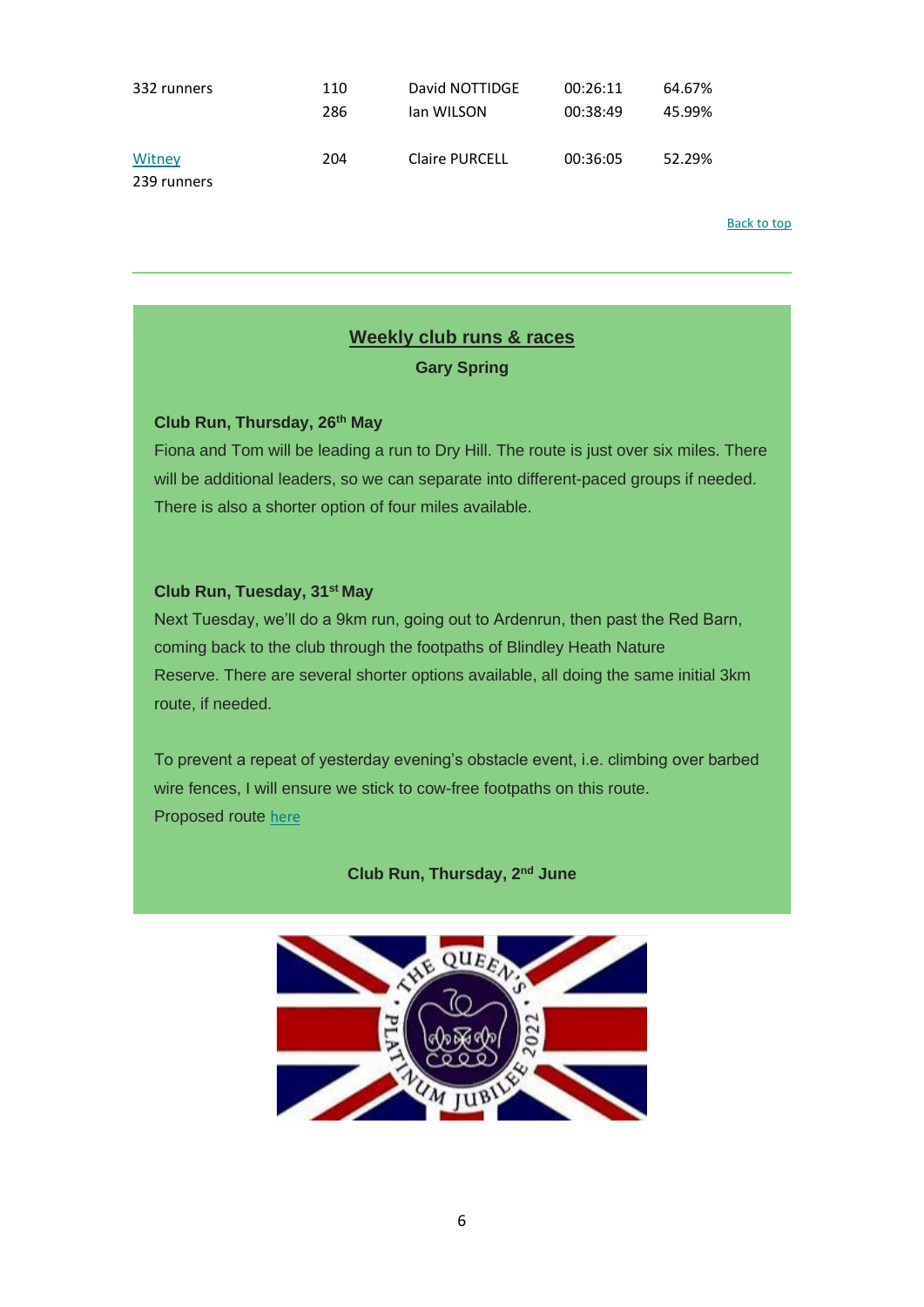| | | | | |
|---|---|---|---|---|
| 332 runners | 110 | David NOTTIDGE | 00:26:11 | 64.67% |
| | 286 | Ian WILSON | 00:38:49 | 45.99% |
| Witney<br>239 runners | 204 | Claire PURCELL | 00:36:05 | 52.29% |

Back to top

---

## Weekly club runs & races

**Gary Spring**

**Club Run, Thursday, 26th May**

Fiona and Tom will be leading a run to Dry Hill. The route is just over six miles. There will be additional leaders, so we can separate into different-paced groups if needed. There is also a shorter option of four miles available.

**Club Run, Tuesday, 31st May**

Next Tuesday, we'll do a 9km run, going out to Ardenrun, then past the Red Barn, coming back to the club through the footpaths of Blindley Heath Nature Reserve. There are several shorter options available, all doing the same initial 3km route, if needed.

To prevent a repeat of yesterday evening's obstacle event, i.e. climbing over barbed wire fences, I will ensure we stick to cow-free footpaths on this route.

Proposed route here

**Club Run, Thursday, 2nd June**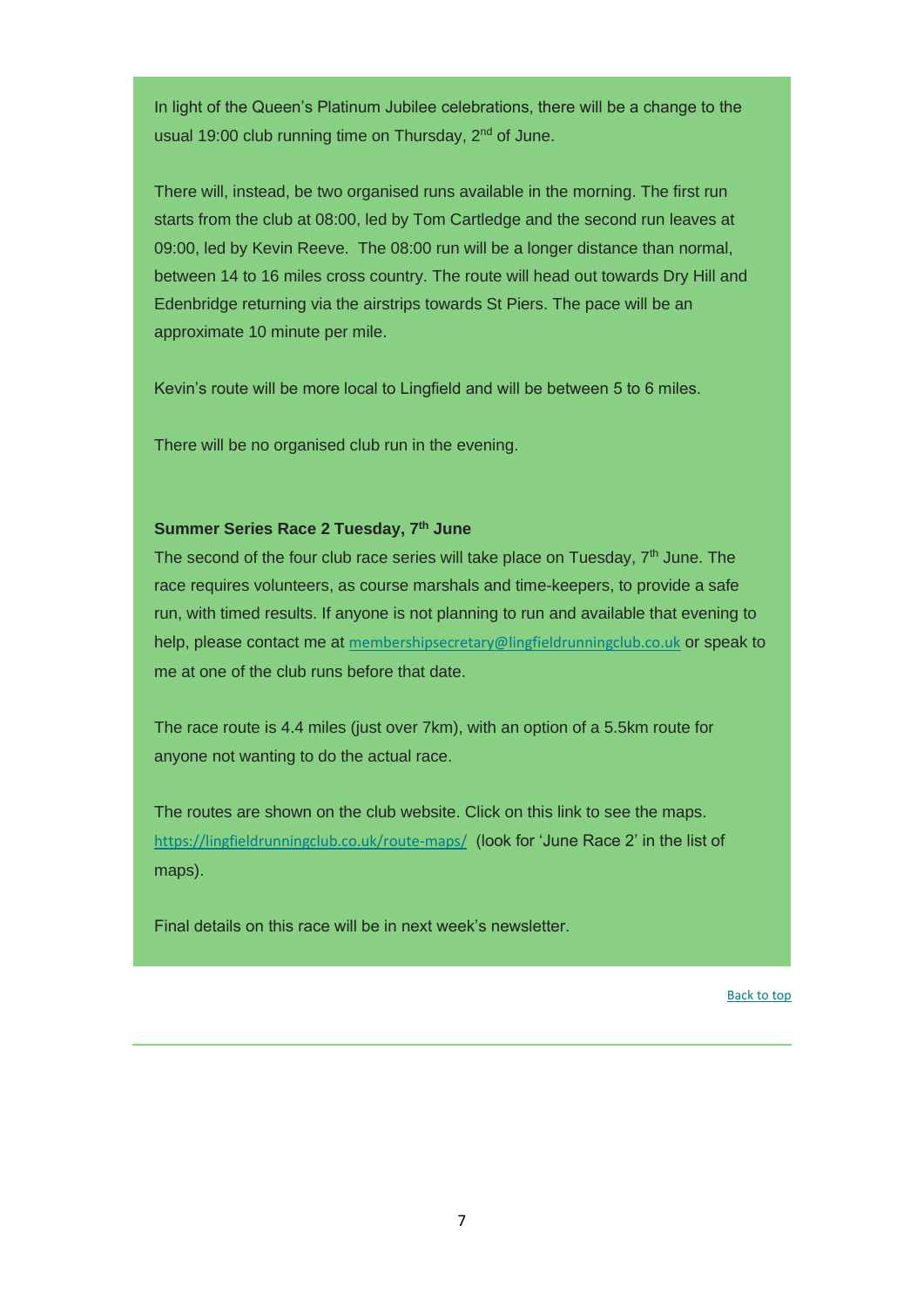In light of the Queen's Platinum Jubilee celebrations, there will be a change to the usual 19:00 club running time on Thursday, 2nd of June.

There will, instead, be two organised runs available in the morning. The first run starts from the club at 08:00, led by Tom Cartledge and the second run leaves at 09:00, led by Kevin Reeve. The 08:00 run will be a longer distance than normal, between 14 to 16 miles cross country. The route will head out towards Dry Hill and Edenbridge returning via the airstrips towards St Piers. The pace will be an approximate 10 minute per mile.

Kevin's route will be more local to Lingfield and will be between 5 to 6 miles.

There will be no organised club run in the evening.

**Summer Series Race 2 Tuesday, 7th June**

The second of the four club race series will take place on Tuesday, 7th June. The race requires volunteers, as course marshals and time-keepers, to provide a safe run, with timed results. If anyone is not planning to run and available that evening to help, please contact me at membershipsecretary@lingfieldrunningclub.co.uk or speak to me at one of the club runs before that date.

The race route is 4.4 miles (just over 7km), with an option of a 5.5km route for anyone not wanting to do the actual race.

The routes are shown on the club website. Click on this link to see the maps. https://lingfieldrunningclub.co.uk/route-maps/ (look for 'June Race 2' in the list of maps).

Final details on this race will be in next week's newsletter.

Back to top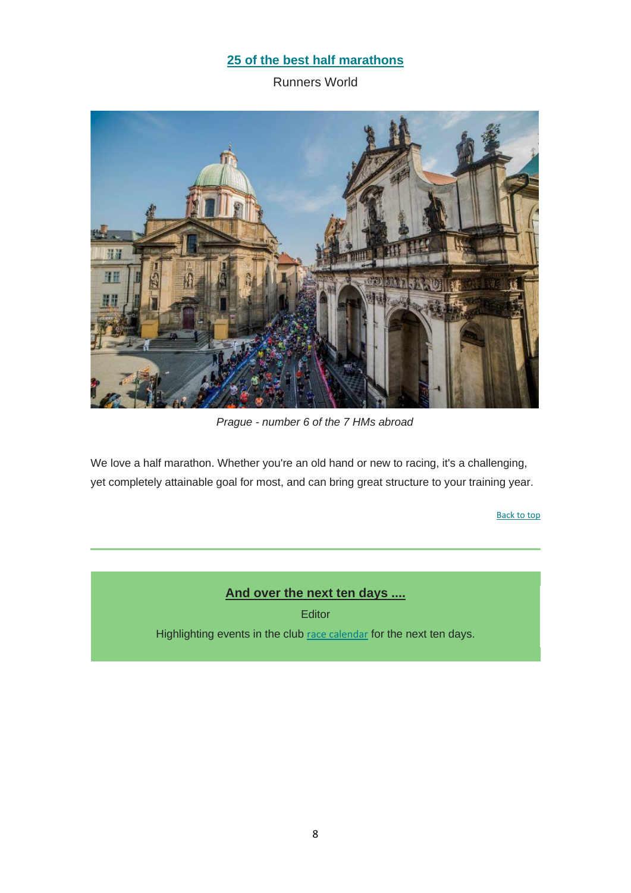## [25 of the best half marathons](#)

Runners World

*Prague - number 6 of the 7 HMs abroad*

We love a half marathon. Whether you're an old hand or new to racing, it's a challenging, yet completely attainable goal for most, and can bring great structure to your training year.

[Back to top](#)

---

## [And over the next ten days ....](#)

Editor

Highlighting events in the club [race calendar](#) for the next ten days.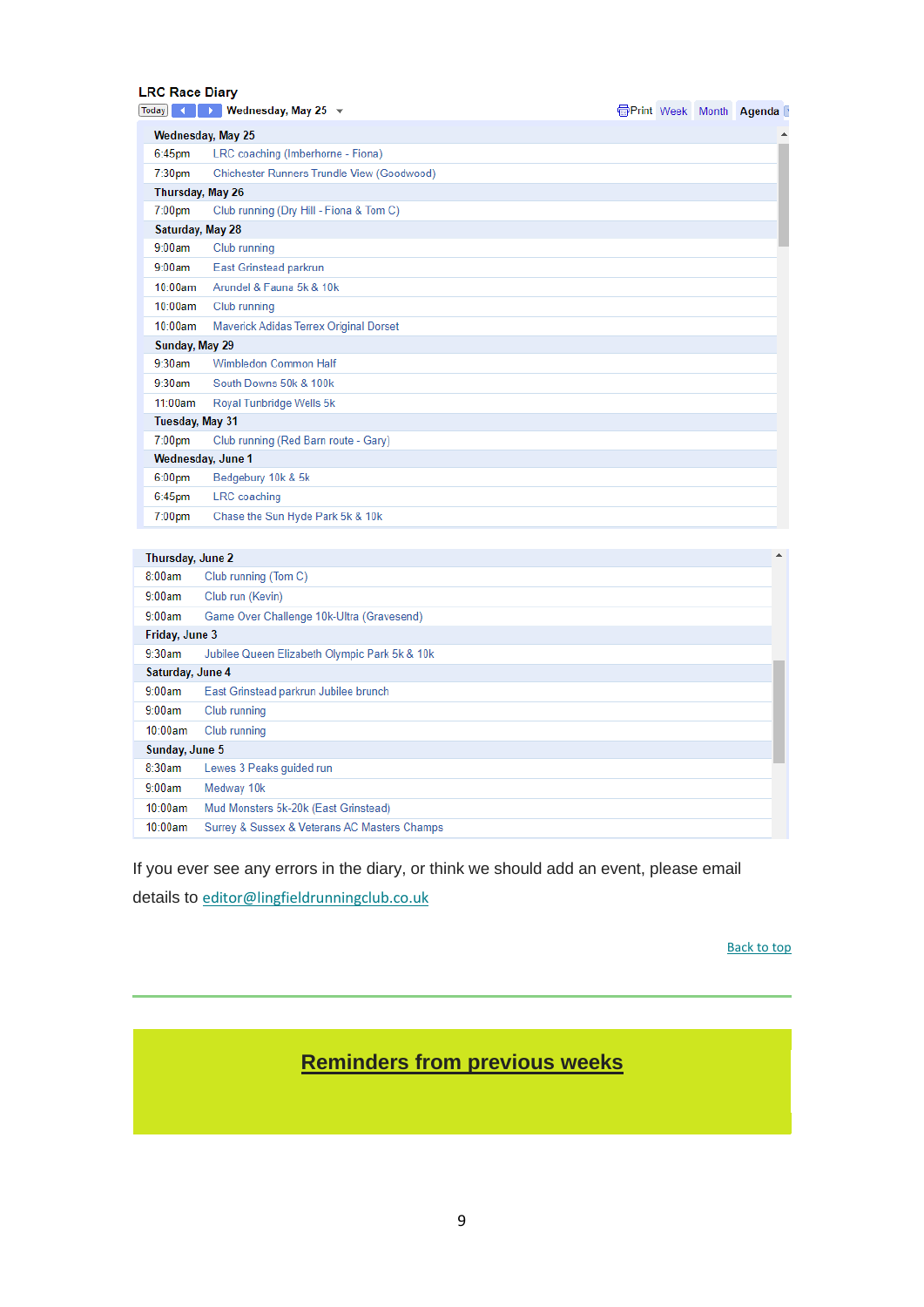**LRC Race Diary**

Today | Wednesday, May 25 | Print | Week | Month | Agenda

**Wednesday, May 25**

| Time | Event |
|---|---|
| 6:45pm | LRC coaching (Imberhorne - Fiona) |
| 7:30pm | Chichester Runners Trundle View (Goodwood) |

**Thursday, May 26**

| Time | Event |
|---|---|
| 7:00pm | Club running (Dry Hill - Fiona & Tom C) |

**Saturday, May 28**

| Time | Event |
|---|---|
| 9:00am | Club running |
| 9:00am | East Grinstead parkrun |
| 10:00am | Arundel & Fauna 5k & 10k |
| 10:00am | Club running |
| 10:00am | Maverick Adidas Terrex Original Dorset |

**Sunday, May 29**

| Time | Event |
|---|---|
| 9:30am | Wimbledon Common Half |
| 9:30am | South Downs 50k & 100k |
| 11:00am | Royal Tunbridge Wells 5k |

**Tuesday, May 31**

| Time | Event |
|---|---|
| 7:00pm | Club running (Red Barn route - Gary) |

**Wednesday, June 1**

| Time | Event |
|---|---|
| 6:00pm | Bedgebury 10k & 5k |
| 6:45pm | LRC coaching |
| 7:00pm | Chase the Sun Hyde Park 5k & 10k |

**Thursday, June 2**

| Time | Event |
|---|---|
| 8:00am | Club running (Tom C) |
| 9:00am | Club run (Kevin) |
| 9:00am | Game Over Challenge 10k-Ultra (Gravesend) |

**Friday, June 3**

| Time | Event |
|---|---|
| 9:30am | Jubilee Queen Elizabeth Olympic Park 5k & 10k |

**Saturday, June 4**

| Time | Event |
|---|---|
| 9:00am | East Grinstead parkrun Jubilee brunch |
| 9:00am | Club running |
| 10:00am | Club running |

**Sunday, June 5**

| Time | Event |
|---|---|
| 8:30am | Lewes 3 Peaks guided run |
| 9:00am | Medway 10k |
| 10:00am | Mud Monsters 5k-20k (East Grinstead) |
| 10:00am | Surrey & Sussex & Veterans AC Masters Champs |

If you ever see any errors in the diary, or think we should add an event, please email details to editor@lingfieldrunningclub.co.uk

Back to top

---

## Reminders from previous weeks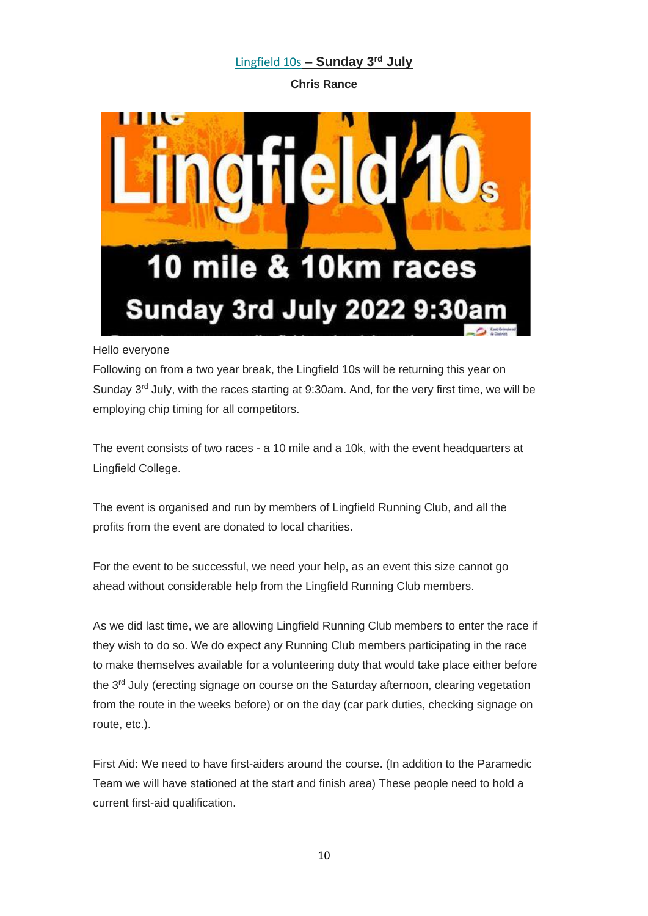## Lingfield 10s – Sunday 3rd July

**Chris Rance**

Hello everyone

Following on from a two year break, the Lingfield 10s will be returning this year on Sunday 3rd July, with the races starting at 9:30am. And, for the very first time, we will be employing chip timing for all competitors.

The event consists of two races - a 10 mile and a 10k, with the event headquarters at Lingfield College.

The event is organised and run by members of Lingfield Running Club, and all the profits from the event are donated to local charities.

For the event to be successful, we need your help, as an event this size cannot go ahead without considerable help from the Lingfield Running Club members.

As we did last time, we are allowing Lingfield Running Club members to enter the race if they wish to do so. We do expect any Running Club members participating in the race to make themselves available for a volunteering duty that would take place either before the 3rd July (erecting signage on course on the Saturday afternoon, clearing vegetation from the route in the weeks before) or on the day (car park duties, checking signage on route, etc.).

First Aid: We need to have first-aiders around the course. (In addition to the Paramedic Team we will have stationed at the start and finish area) These people need to hold a current first-aid qualification.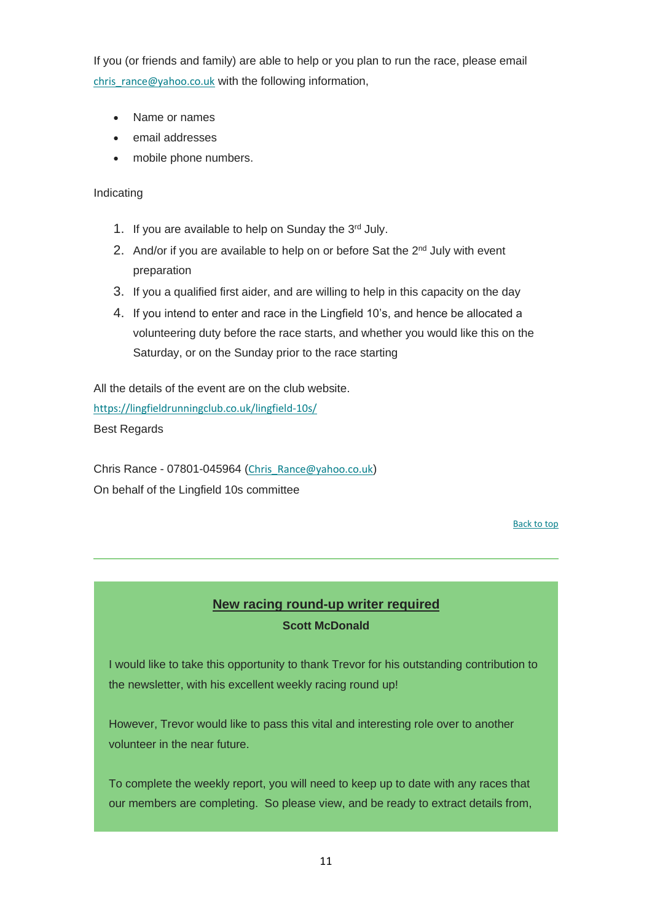If you (or friends and family) are able to help or you plan to run the race, please email chris_rance@yahoo.co.uk with the following information,

- Name or names
- email addresses
- mobile phone numbers.

Indicating

1. If you are available to help on Sunday the 3rd July.
2. And/or if you are available to help on or before Sat the 2nd July with event preparation
3. If you a qualified first aider, and are willing to help in this capacity on the day
4. If you intend to enter and race in the Lingfield 10's, and hence be allocated a volunteering duty before the race starts, and whether you would like this on the Saturday, or on the Sunday prior to the race starting

All the details of the event are on the club website.
https://lingfieldrunningclub.co.uk/lingfield-10s/
Best Regards

Chris Rance - 07801-045964 (Chris_Rance@yahoo.co.uk)
On behalf of the Lingfield 10s committee

Back to top

---

## New racing round-up writer required

**Scott McDonald**

I would like to take this opportunity to thank Trevor for his outstanding contribution to the newsletter, with his excellent weekly racing round up!

However, Trevor would like to pass this vital and interesting role over to another volunteer in the near future.

To complete the weekly report, you will need to keep up to date with any races that our members are completing. So please view, and be ready to extract details from,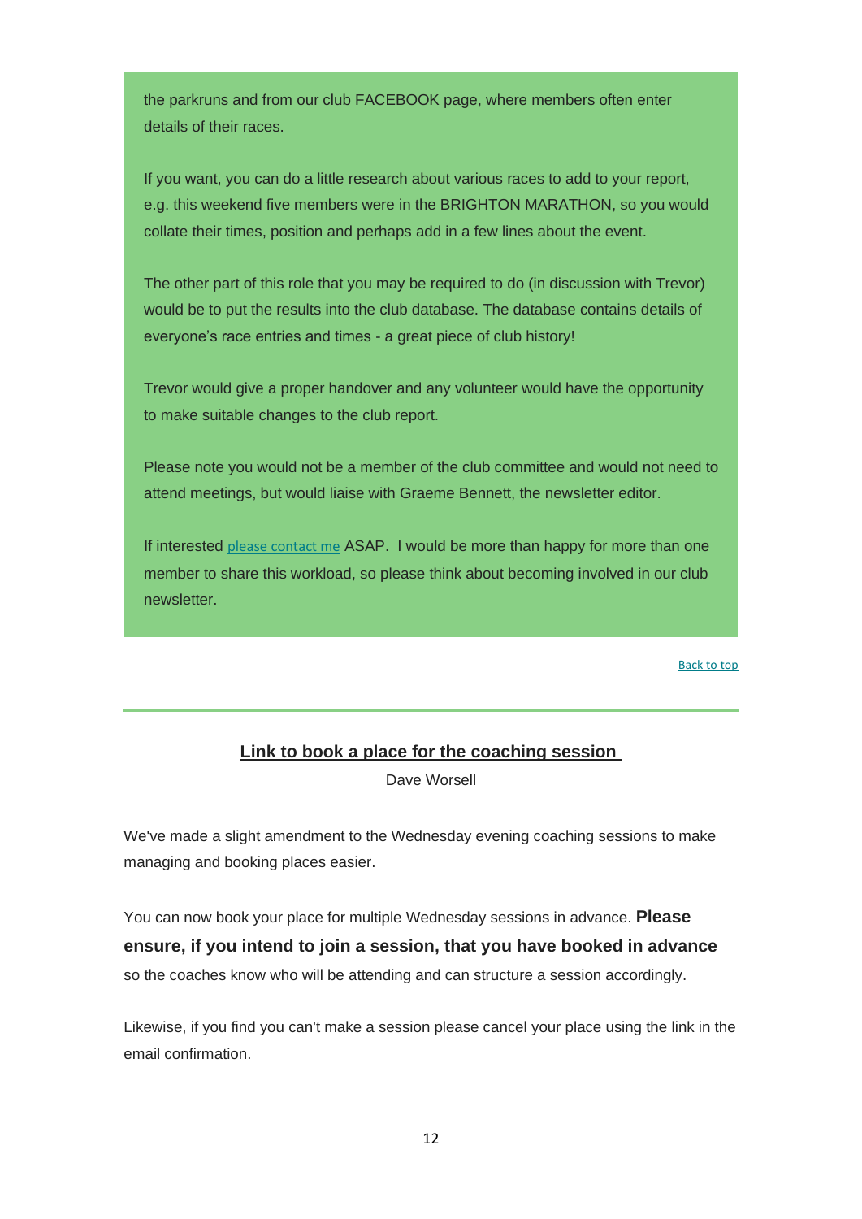the parkruns and from our club FACEBOOK page, where members often enter details of their races.

If you want, you can do a little research about various races to add to your report, e.g. this weekend five members were in the BRIGHTON MARATHON, so you would collate their times, position and perhaps add in a few lines about the event.

The other part of this role that you may be required to do (in discussion with Trevor) would be to put the results into the club database. The database contains details of everyone's race entries and times - a great piece of club history!

Trevor would give a proper handover and any volunteer would have the opportunity to make suitable changes to the club report.

Please note you would <u>not</u> be a member of the club committee and would not need to attend meetings, but would liaise with Graeme Bennett, the newsletter editor.

If interested please contact me ASAP. I would be more than happy for more than one member to share this workload, so please think about becoming involved in our club newsletter.

Back to top

---

## Link to book a place for the coaching session

Dave Worsell

We've made a slight amendment to the Wednesday evening coaching sessions to make managing and booking places easier.

You can now book your place for multiple Wednesday sessions in advance. **Please ensure, if you intend to join a session, that you have booked in advance** so the coaches know who will be attending and can structure a session accordingly.

Likewise, if you find you can't make a session please cancel your place using the link in the email confirmation.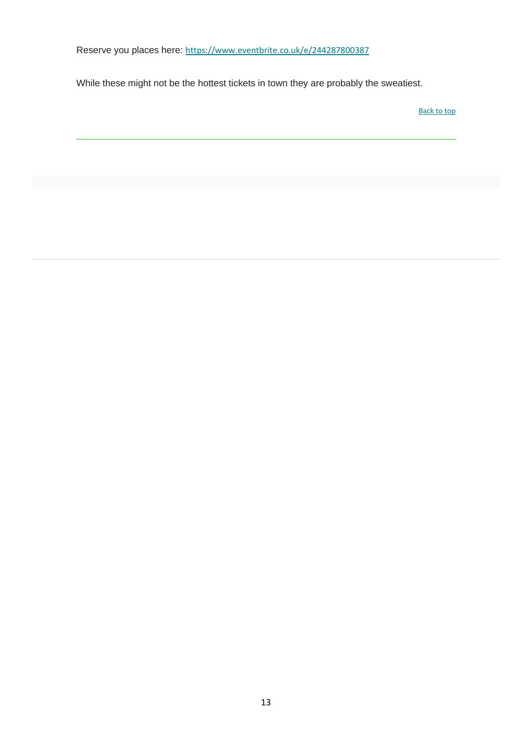Reserve you places here: https://www.eventbrite.co.uk/e/244287800387

While these might not be the hottest tickets in town they are probably the sweatiest.

Back to top

---